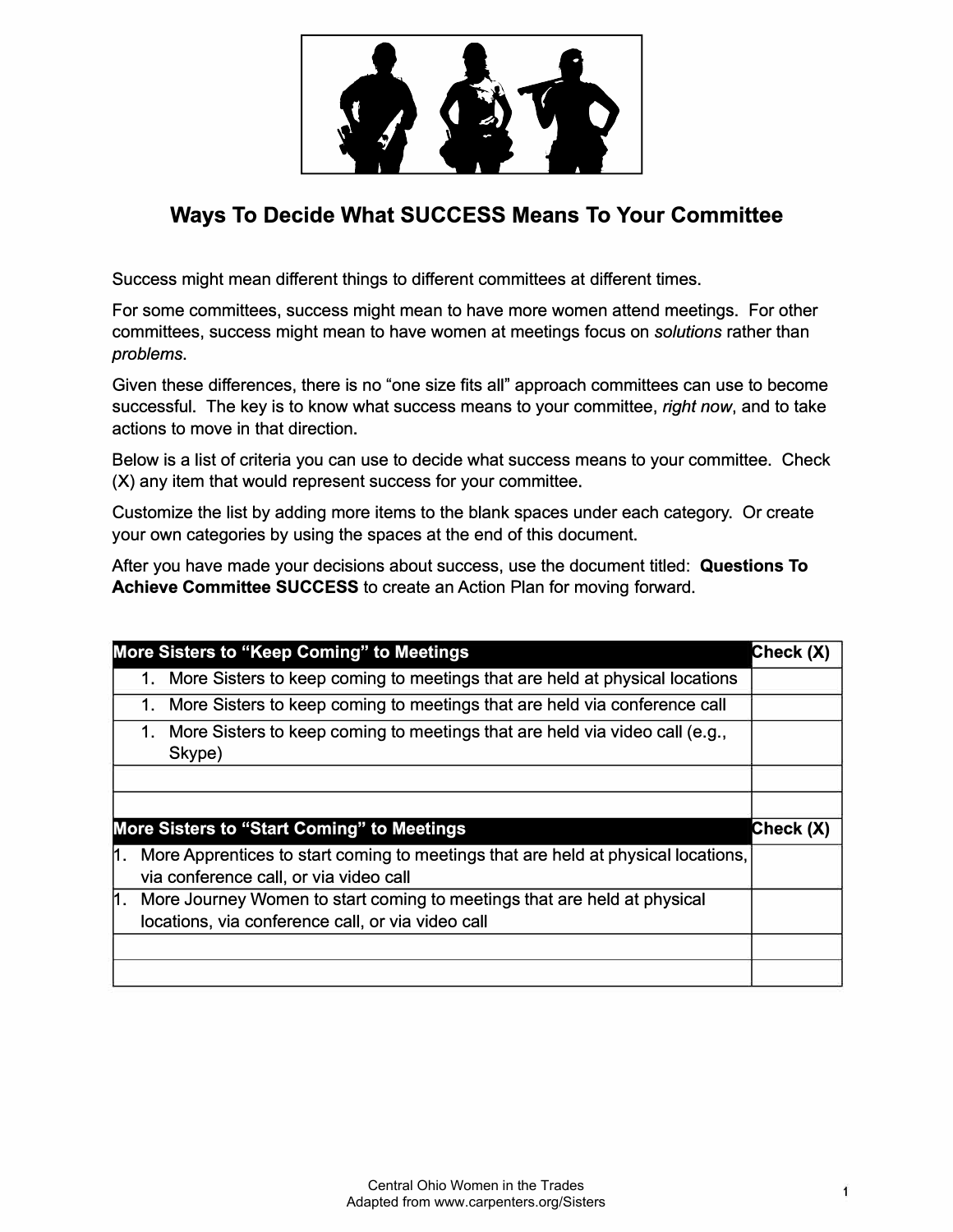# Ways To Decide What SUCCESS Means To Your Committee

Success might mean different things to different committees at different times.

For some committees, success might mean to have more women attend meetings. For other committees, success might mean to have women at meetings focus on *solutions* rather than *problems*.

Given these differences, there is no "one size fits all" approach committees can use to become successful. The key is to know what success means to your committee, *right now*, and to take actions to move in that direction.

Below is a list of criteria you can use to decide what success means to your committee. Check (X) any item that would represent success for your committee.

Customize the list by adding more items to the blank spaces under each category. Or create your own categories by using the spaces at the end of this document.

After you have made your decisions about success, use the document titled: **Questions To Achieve Committee SUCCESS** to create an Action Plan for moving forward.

| More Sisters to "Keep Coming" to Meetings | Check (X) |
|---|---|
| 1. More Sisters to keep coming to meetings that are held at physical locations | |
| 1. More Sisters to keep coming to meetings that are held via conference call | |
| 1. More Sisters to keep coming to meetings that are held via video call (e.g., Skype) | |
| | |
| | |
| **More Sisters to "Start Coming" to Meetings** | **Check (X)** |
| 1. More Apprentices to start coming to meetings that are held at physical locations, via conference call, or via video call | |
| 1. More Journey Women to start coming to meetings that are held at physical locations, via conference call, or via video call | |
| | |
| | |

Central Ohio Women in the Trades
Adapted from www.carpenters.org/Sisters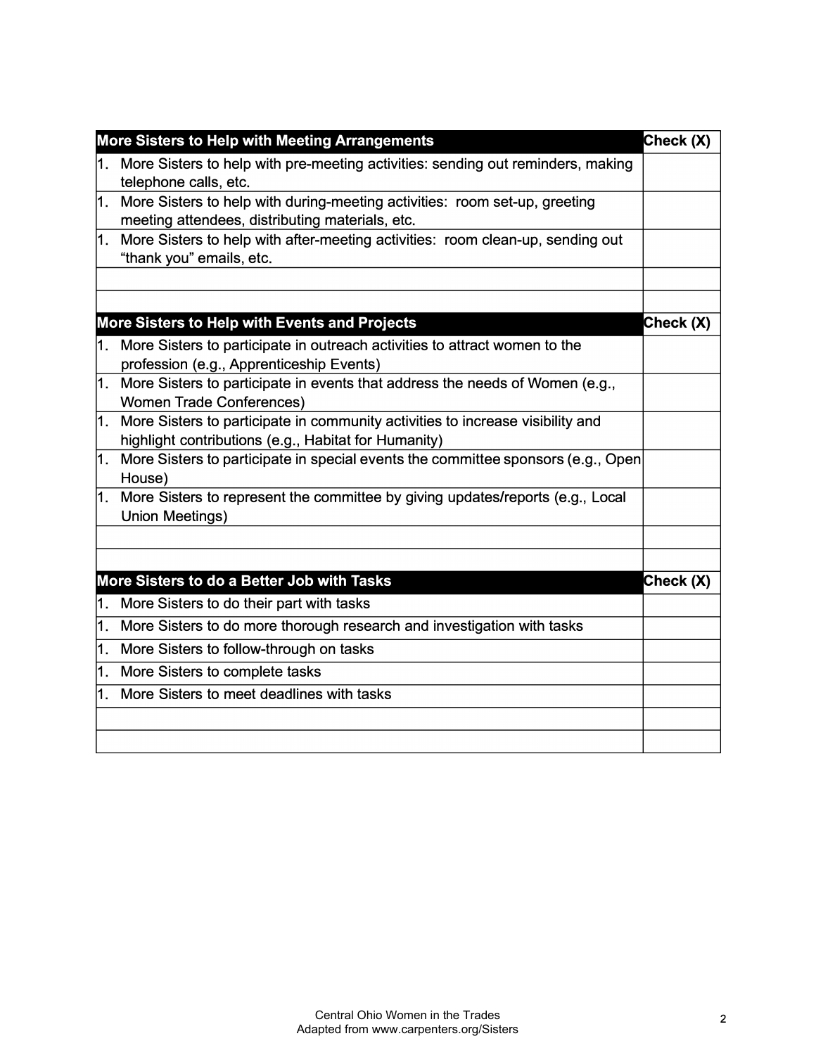| More Sisters to Help with Meeting Arrangements | Check (X) |
|---|---|
| 1. More Sisters to help with pre-meeting activities: sending out reminders, making telephone calls, etc. | |
| 1. More Sisters to help with during-meeting activities: room set-up, greeting meeting attendees, distributing materials, etc. | |
| 1. More Sisters to help with after-meeting activities: room clean-up, sending out “thank you” emails, etc. | |
| | |
| | |

| More Sisters to Help with Events and Projects | Check (X) |
|---|---|
| 1. More Sisters to participate in outreach activities to attract women to the profession (e.g., Apprenticeship Events) | |
| 1. More Sisters to participate in events that address the needs of Women (e.g., Women Trade Conferences) | |
| 1. More Sisters to participate in community activities to increase visibility and highlight contributions (e.g., Habitat for Humanity) | |
| 1. More Sisters to participate in special events the committee sponsors (e.g., Open House) | |
| 1. More Sisters to represent the committee by giving updates/reports (e.g., Local Union Meetings) | |
| | |
| | |

| More Sisters to do a Better Job with Tasks | Check (X) |
|---|---|
| 1. More Sisters to do their part with tasks | |
| 1. More Sisters to do more thorough research and investigation with tasks | |
| 1. More Sisters to follow-through on tasks | |
| 1. More Sisters to complete tasks | |
| 1. More Sisters to meet deadlines with tasks | |
| | |
| | |

Central Ohio Women in the Trades
Adapted from www.carpenters.org/Sisters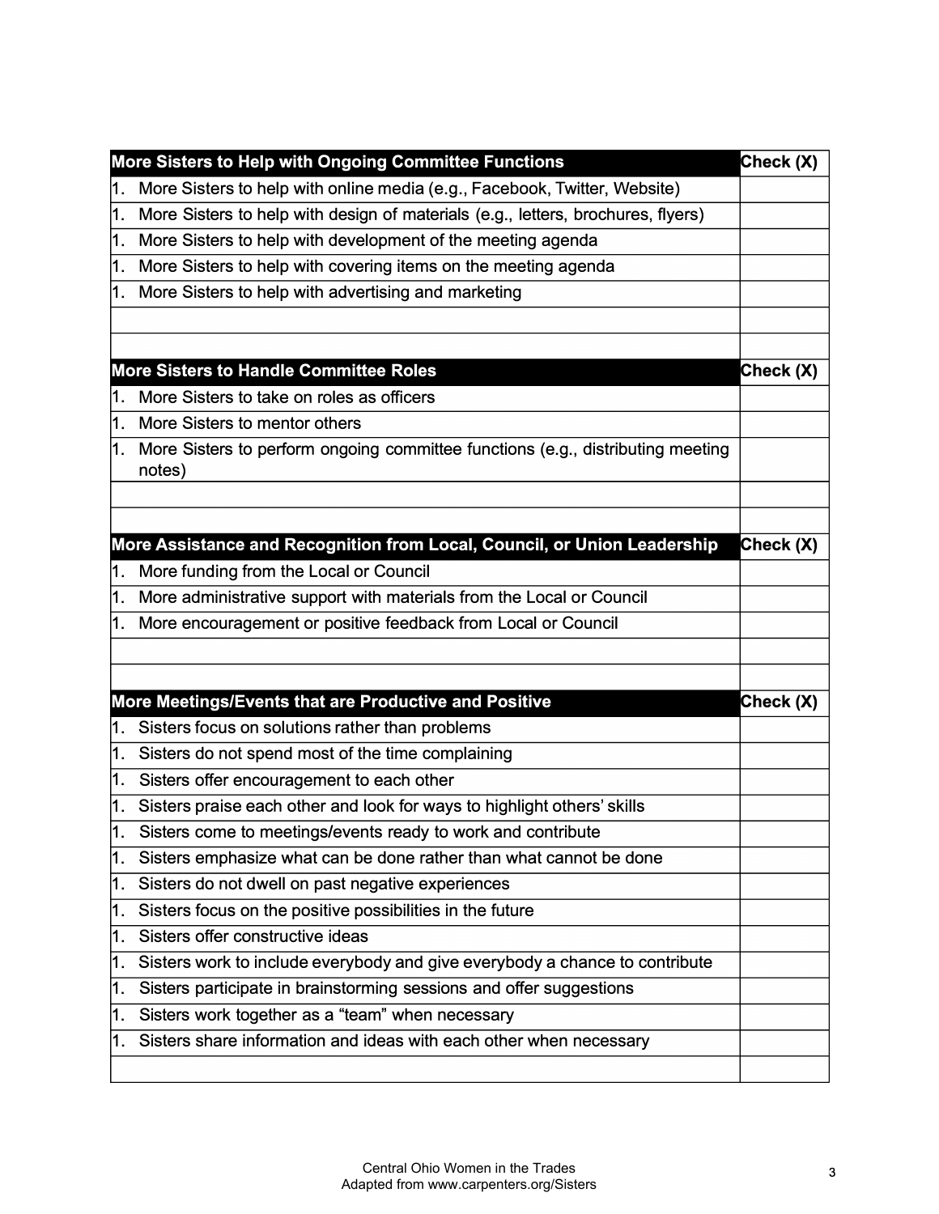| More Sisters to Help with Ongoing Committee Functions | Check (X) |
| --- | --- |
| 1. More Sisters to help with online media (e.g., Facebook, Twitter, Website) | |
| 1. More Sisters to help with design of materials (e.g., letters, brochures, flyers) | |
| 1. More Sisters to help with development of the meeting agenda | |
| 1. More Sisters to help with covering items on the meeting agenda | |
| 1. More Sisters to help with advertising and marketing | |
| | |
| | |

| More Sisters to Handle Committee Roles | Check (X) |
| --- | --- |
| 1. More Sisters to take on roles as officers | |
| 1. More Sisters to mentor others | |
| 1. More Sisters to perform ongoing committee functions (e.g., distributing meeting notes) | |
| | |
| | |

| More Assistance and Recognition from Local, Council, or Union Leadership | Check (X) |
| --- | --- |
| 1. More funding from the Local or Council | |
| 1. More administrative support with materials from the Local or Council | |
| 1. More encouragement or positive feedback from Local or Council | |
| | |
| | |

| More Meetings/Events that are Productive and Positive | Check (X) |
| --- | --- |
| 1. Sisters focus on solutions rather than problems | |
| 1. Sisters do not spend most of the time complaining | |
| 1. Sisters offer encouragement to each other | |
| 1. Sisters praise each other and look for ways to highlight others' skills | |
| 1. Sisters come to meetings/events ready to work and contribute | |
| 1. Sisters emphasize what can be done rather than what cannot be done | |
| 1. Sisters do not dwell on past negative experiences | |
| 1. Sisters focus on the positive possibilities in the future | |
| 1. Sisters offer constructive ideas | |
| 1. Sisters work to include everybody and give everybody a chance to contribute | |
| 1. Sisters participate in brainstorming sessions and offer suggestions | |
| 1. Sisters work together as a "team" when necessary | |
| 1. Sisters share information and ideas with each other when necessary | |
| | |

Central Ohio Women in the Trades
Adapted from www.carpenters.org/Sisters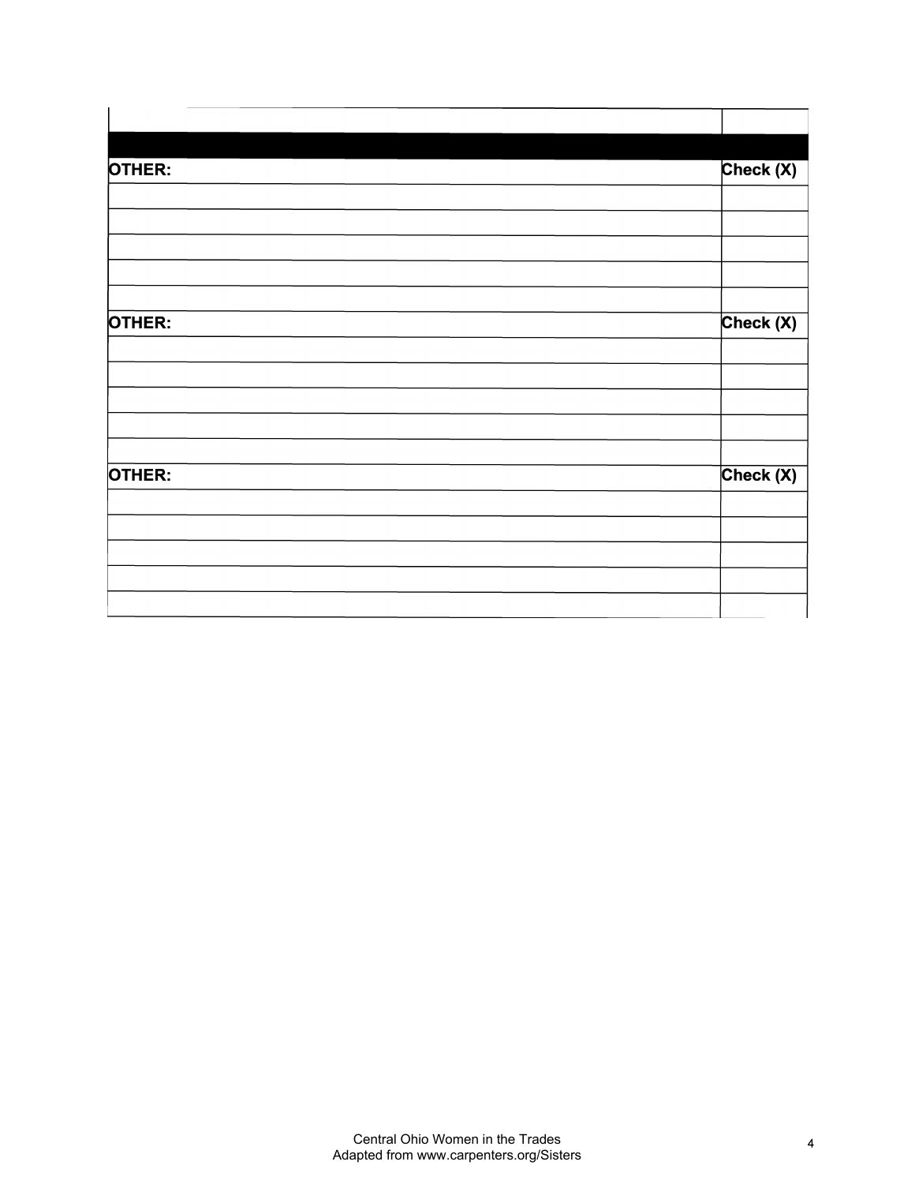| | |
|---|---|
| | |
| | |
| **OTHER:** | **Check (X)** |
| | |
| | |
| | |
| | |
| | |
| **OTHER:** | **Check (X)** |
| | |
| | |
| | |
| | |
| | |
| **OTHER:** | **Check (X)** |
| | |
| | |
| | |
| | |
| | |

Central Ohio Women in the Trades
Adapted from www.carpenters.org/Sisters